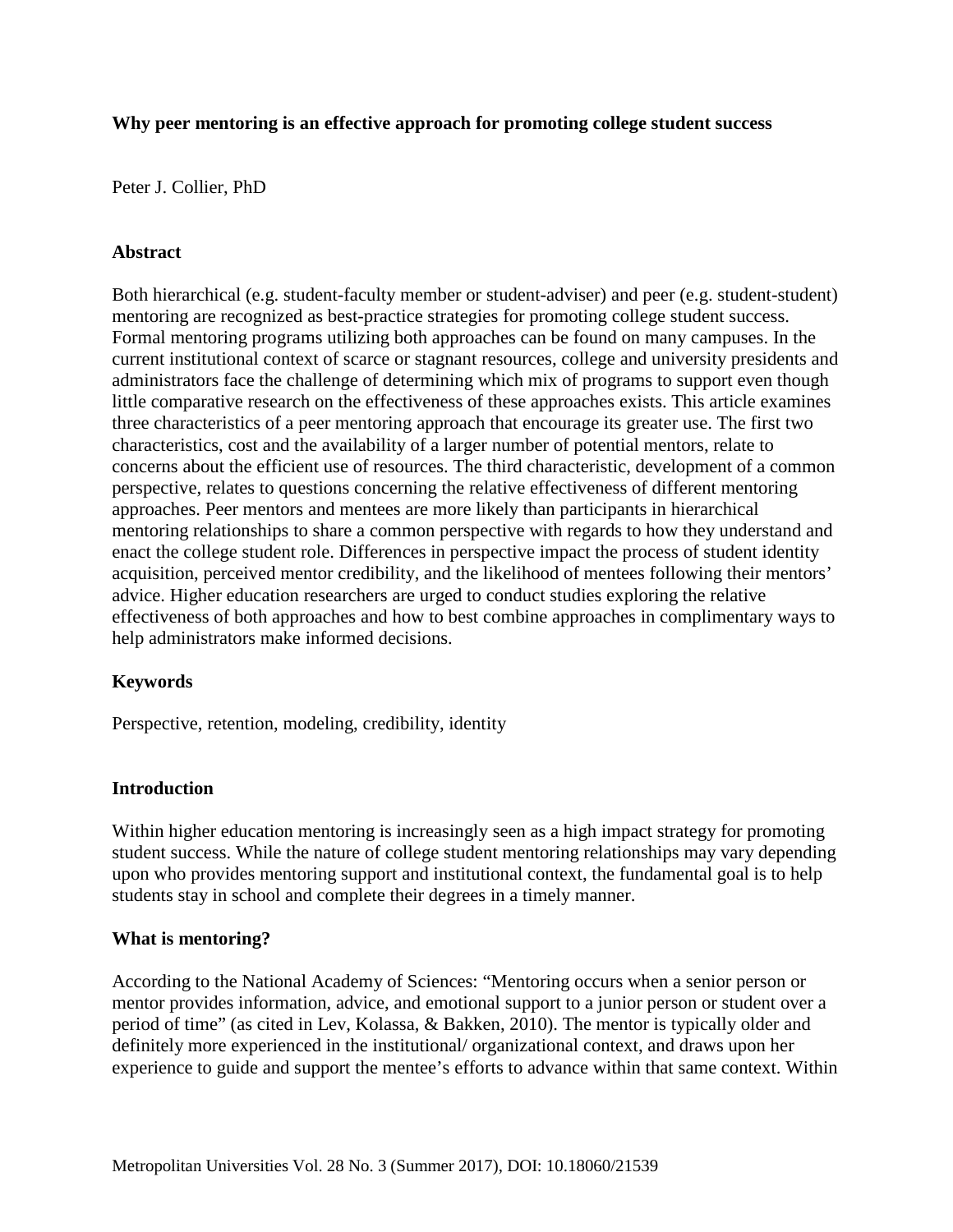# Why peer mentoring is an effective approach for promoting college student success

Peter J. Collier, PhD

## Abstract

Both hierarchical (e.g. student-faculty member or student-adviser) and peer (e.g. student-student) mentoring are recognized as best-practice strategies for promoting college student success. Formal mentoring programs utilizing both approaches can be found on many campuses. In the current institutional context of scarce or stagnant resources, college and university presidents and administrators face the challenge of determining which mix of programs to support even though little comparative research on the effectiveness of these approaches exists. This article examines three characteristics of a peer mentoring approach that encourage its greater use. The first two characteristics, cost and the availability of a larger number of potential mentors, relate to concerns about the efficient use of resources. The third characteristic, development of a common perspective, relates to questions concerning the relative effectiveness of different mentoring approaches. Peer mentors and mentees are more likely than participants in hierarchical mentoring relationships to share a common perspective with regards to how they understand and enact the college student role. Differences in perspective impact the process of student identity acquisition, perceived mentor credibility, and the likelihood of mentees following their mentors' advice. Higher education researchers are urged to conduct studies exploring the relative effectiveness of both approaches and how to best combine approaches in complimentary ways to help administrators make informed decisions.

## Keywords

Perspective, retention, modeling, credibility, identity

## Introduction

Within higher education mentoring is increasingly seen as a high impact strategy for promoting student success. While the nature of college student mentoring relationships may vary depending upon who provides mentoring support and institutional context, the fundamental goal is to help students stay in school and complete their degrees in a timely manner.

## What is mentoring?

According to the National Academy of Sciences: "Mentoring occurs when a senior person or mentor provides information, advice, and emotional support to a junior person or student over a period of time" (as cited in Lev, Kolassa, & Bakken, 2010). The mentor is typically older and definitely more experienced in the institutional/ organizational context, and draws upon her experience to guide and support the mentee's efforts to advance within that same context. Within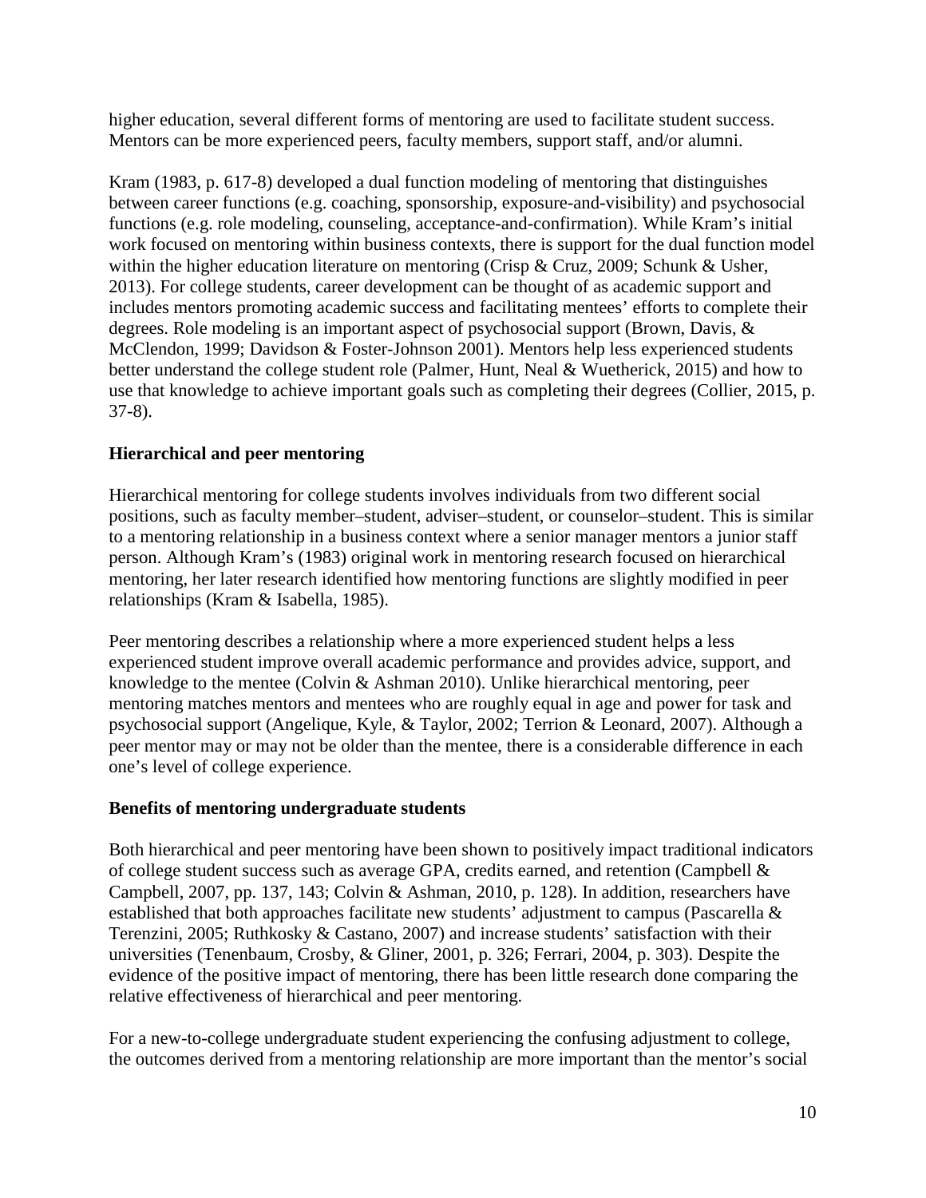higher education, several different forms of mentoring are used to facilitate student success. Mentors can be more experienced peers, faculty members, support staff, and/or alumni.

Kram (1983, p. 617-8) developed a dual function modeling of mentoring that distinguishes between career functions (e.g. coaching, sponsorship, exposure-and-visibility) and psychosocial functions (e.g. role modeling, counseling, acceptance-and-confirmation). While Kram's initial work focused on mentoring within business contexts, there is support for the dual function model within the higher education literature on mentoring (Crisp & Cruz, 2009; Schunk & Usher, 2013). For college students, career development can be thought of as academic support and includes mentors promoting academic success and facilitating mentees' efforts to complete their degrees. Role modeling is an important aspect of psychosocial support (Brown, Davis, & McClendon, 1999; Davidson & Foster-Johnson 2001). Mentors help less experienced students better understand the college student role (Palmer, Hunt, Neal & Wuetherick, 2015) and how to use that knowledge to achieve important goals such as completing their degrees (Collier, 2015, p. 37-8).

### Hierarchical and peer mentoring

Hierarchical mentoring for college students involves individuals from two different social positions, such as faculty member–student, adviser–student, or counselor–student. This is similar to a mentoring relationship in a business context where a senior manager mentors a junior staff person. Although Kram's (1983) original work in mentoring research focused on hierarchical mentoring, her later research identified how mentoring functions are slightly modified in peer relationships (Kram & Isabella, 1985).

Peer mentoring describes a relationship where a more experienced student helps a less experienced student improve overall academic performance and provides advice, support, and knowledge to the mentee (Colvin & Ashman 2010). Unlike hierarchical mentoring, peer mentoring matches mentors and mentees who are roughly equal in age and power for task and psychosocial support (Angelique, Kyle, & Taylor, 2002; Terrion & Leonard, 2007). Although a peer mentor may or may not be older than the mentee, there is a considerable difference in each one's level of college experience.

### Benefits of mentoring undergraduate students

Both hierarchical and peer mentoring have been shown to positively impact traditional indicators of college student success such as average GPA, credits earned, and retention (Campbell & Campbell, 2007, pp. 137, 143; Colvin & Ashman, 2010, p. 128). In addition, researchers have established that both approaches facilitate new students' adjustment to campus (Pascarella & Terenzini, 2005; Ruthkosky & Castano, 2007) and increase students' satisfaction with their universities (Tenenbaum, Crosby, & Gliner, 2001, p. 326; Ferrari, 2004, p. 303). Despite the evidence of the positive impact of mentoring, there has been little research done comparing the relative effectiveness of hierarchical and peer mentoring.

For a new-to-college undergraduate student experiencing the confusing adjustment to college, the outcomes derived from a mentoring relationship are more important than the mentor's social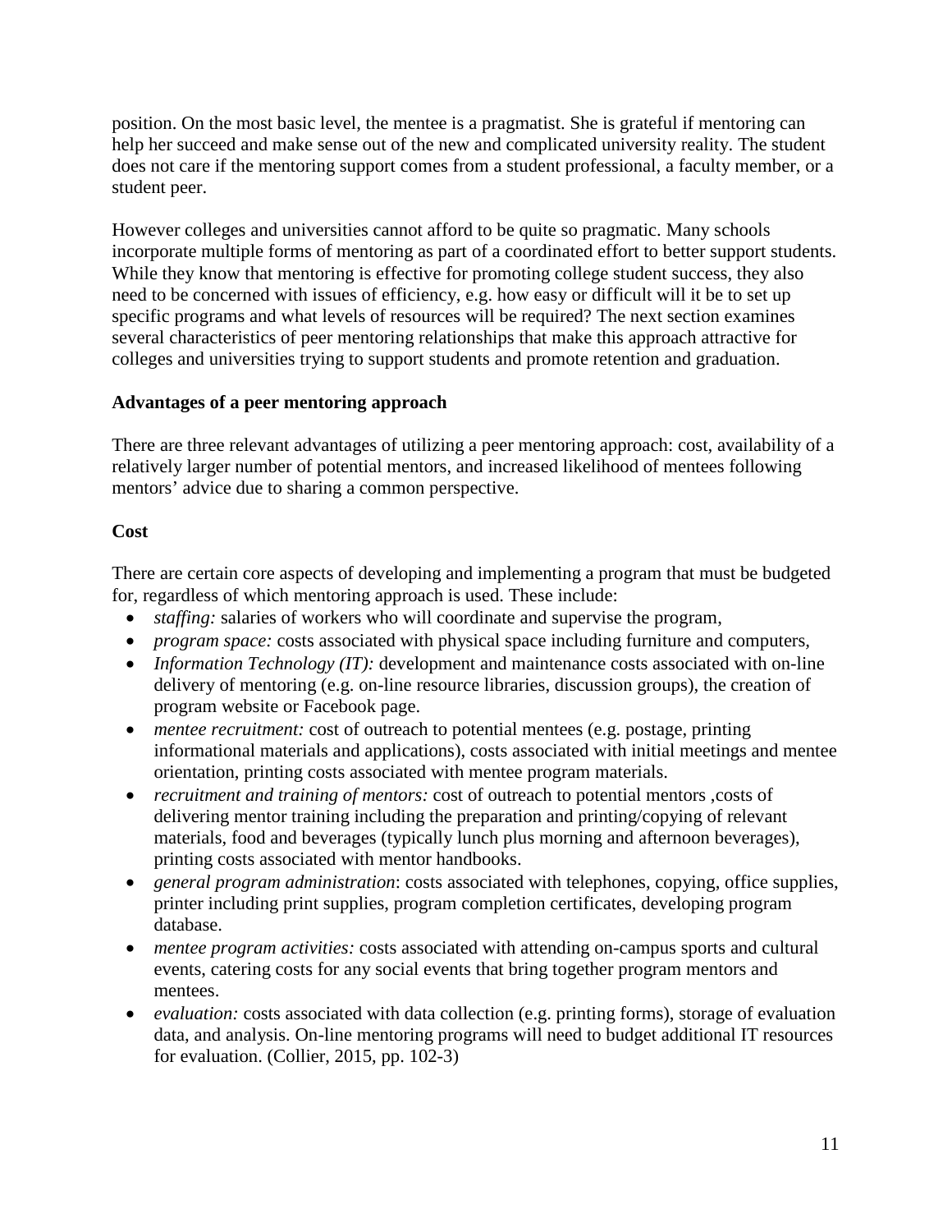position. On the most basic level, the mentee is a pragmatist. She is grateful if mentoring can help her succeed and make sense out of the new and complicated university reality. The student does not care if the mentoring support comes from a student professional, a faculty member, or a student peer.

However colleges and universities cannot afford to be quite so pragmatic. Many schools incorporate multiple forms of mentoring as part of a coordinated effort to better support students. While they know that mentoring is effective for promoting college student success, they also need to be concerned with issues of efficiency, e.g. how easy or difficult will it be to set up specific programs and what levels of resources will be required? The next section examines several characteristics of peer mentoring relationships that make this approach attractive for colleges and universities trying to support students and promote retention and graduation.

**Advantages of a peer mentoring approach**

There are three relevant advantages of utilizing a peer mentoring approach: cost, availability of a relatively larger number of potential mentors, and increased likelihood of mentees following mentors' advice due to sharing a common perspective.

**Cost**

There are certain core aspects of developing and implementing a program that must be budgeted for, regardless of which mentoring approach is used. These include:

- *staffing:* salaries of workers who will coordinate and supervise the program,
- *program space:* costs associated with physical space including furniture and computers,
- *Information Technology (IT):* development and maintenance costs associated with on-line delivery of mentoring (e.g. on-line resource libraries, discussion groups), the creation of program website or Facebook page.
- *mentee recruitment:* cost of outreach to potential mentees (e.g. postage, printing informational materials and applications), costs associated with initial meetings and mentee orientation, printing costs associated with mentee program materials.
- *recruitment and training of mentors:* cost of outreach to potential mentors ,costs of delivering mentor training including the preparation and printing/copying of relevant materials, food and beverages (typically lunch plus morning and afternoon beverages), printing costs associated with mentor handbooks.
- *general program administration*: costs associated with telephones, copying, office supplies, printer including print supplies, program completion certificates, developing program database.
- *mentee program activities:* costs associated with attending on-campus sports and cultural events, catering costs for any social events that bring together program mentors and mentees.
- *evaluation:* costs associated with data collection (e.g. printing forms), storage of evaluation data, and analysis. On-line mentoring programs will need to budget additional IT resources for evaluation. (Collier, 2015, pp. 102-3)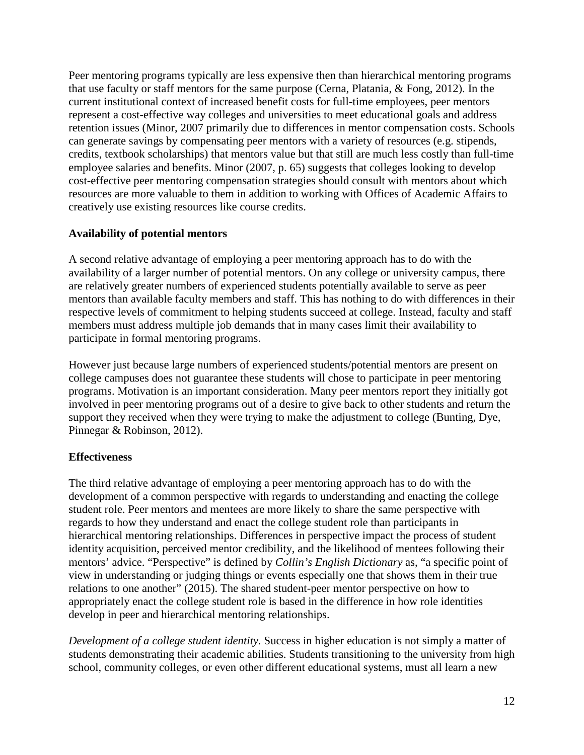Peer mentoring programs typically are less expensive then than hierarchical mentoring programs that use faculty or staff mentors for the same purpose (Cerna, Platania, & Fong, 2012). In the current institutional context of increased benefit costs for full-time employees, peer mentors represent a cost-effective way colleges and universities to meet educational goals and address retention issues (Minor, 2007 primarily due to differences in mentor compensation costs. Schools can generate savings by compensating peer mentors with a variety of resources (e.g. stipends, credits, textbook scholarships) that mentors value but that still are much less costly than full-time employee salaries and benefits. Minor (2007, p. 65) suggests that colleges looking to develop cost-effective peer mentoring compensation strategies should consult with mentors about which resources are more valuable to them in addition to working with Offices of Academic Affairs to creatively use existing resources like course credits.

**Availability of potential mentors**

A second relative advantage of employing a peer mentoring approach has to do with the availability of a larger number of potential mentors. On any college or university campus, there are relatively greater numbers of experienced students potentially available to serve as peer mentors than available faculty members and staff. This has nothing to do with differences in their respective levels of commitment to helping students succeed at college. Instead, faculty and staff members must address multiple job demands that in many cases limit their availability to participate in formal mentoring programs.

However just because large numbers of experienced students/potential mentors are present on college campuses does not guarantee these students will chose to participate in peer mentoring programs. Motivation is an important consideration. Many peer mentors report they initially got involved in peer mentoring programs out of a desire to give back to other students and return the support they received when they were trying to make the adjustment to college (Bunting, Dye, Pinnegar & Robinson, 2012).

**Effectiveness**

The third relative advantage of employing a peer mentoring approach has to do with the development of a common perspective with regards to understanding and enacting the college student role. Peer mentors and mentees are more likely to share the same perspective with regards to how they understand and enact the college student role than participants in hierarchical mentoring relationships. Differences in perspective impact the process of student identity acquisition, perceived mentor credibility, and the likelihood of mentees following their mentors' advice. "Perspective" is defined by *Collin's English Dictionary* as, "a specific point of view in understanding or judging things or events especially one that shows them in their true relations to one another" (2015). The shared student-peer mentor perspective on how to appropriately enact the college student role is based in the difference in how role identities develop in peer and hierarchical mentoring relationships.

*Development of a college student identity.* Success in higher education is not simply a matter of students demonstrating their academic abilities. Students transitioning to the university from high school, community colleges, or even other different educational systems, must all learn a new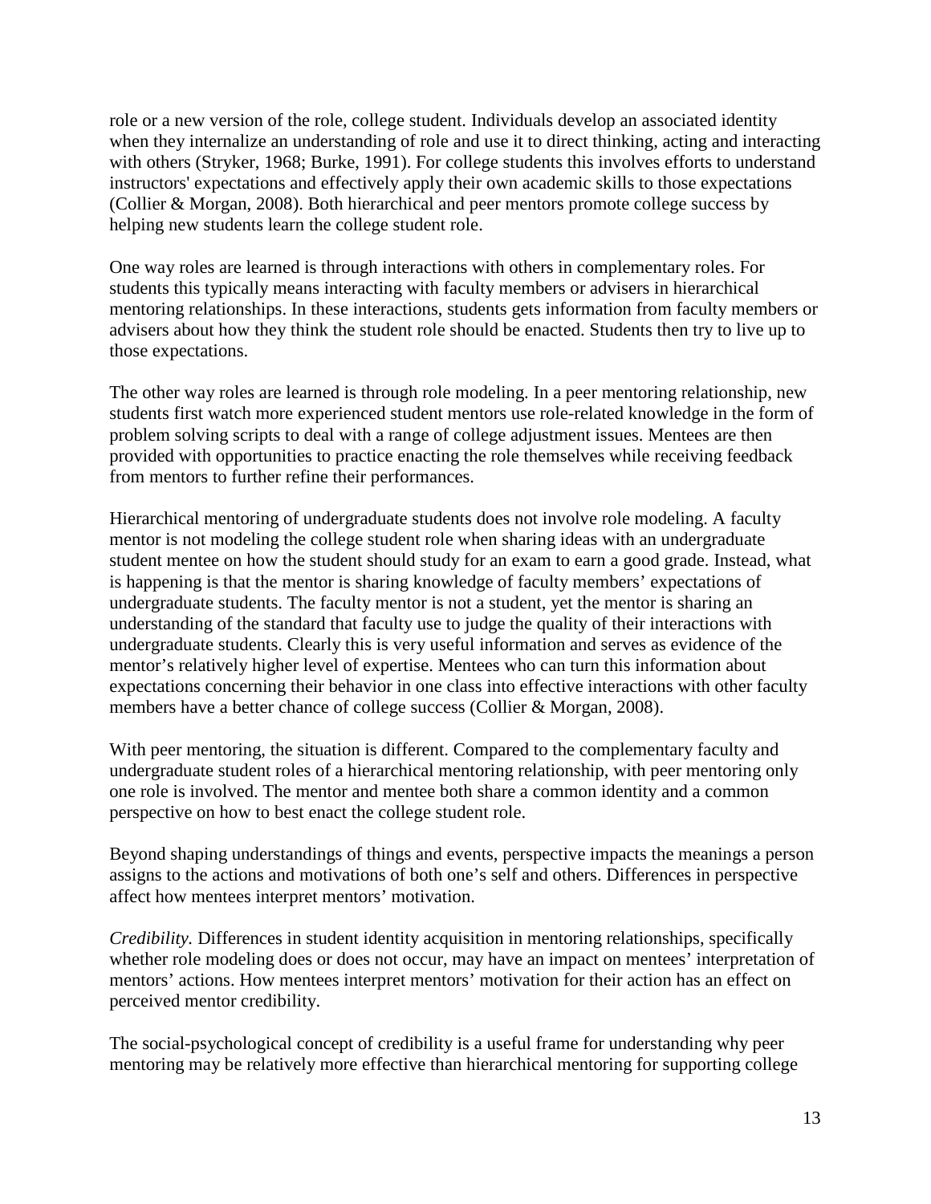role or a new version of the role, college student. Individuals develop an associated identity when they internalize an understanding of role and use it to direct thinking, acting and interacting with others (Stryker, 1968; Burke, 1991). For college students this involves efforts to understand instructors' expectations and effectively apply their own academic skills to those expectations (Collier & Morgan, 2008). Both hierarchical and peer mentors promote college success by helping new students learn the college student role.

One way roles are learned is through interactions with others in complementary roles. For students this typically means interacting with faculty members or advisers in hierarchical mentoring relationships. In these interactions, students gets information from faculty members or advisers about how they think the student role should be enacted. Students then try to live up to those expectations.

The other way roles are learned is through role modeling. In a peer mentoring relationship, new students first watch more experienced student mentors use role-related knowledge in the form of problem solving scripts to deal with a range of college adjustment issues. Mentees are then provided with opportunities to practice enacting the role themselves while receiving feedback from mentors to further refine their performances.

Hierarchical mentoring of undergraduate students does not involve role modeling. A faculty mentor is not modeling the college student role when sharing ideas with an undergraduate student mentee on how the student should study for an exam to earn a good grade. Instead, what is happening is that the mentor is sharing knowledge of faculty members' expectations of undergraduate students. The faculty mentor is not a student, yet the mentor is sharing an understanding of the standard that faculty use to judge the quality of their interactions with undergraduate students. Clearly this is very useful information and serves as evidence of the mentor's relatively higher level of expertise. Mentees who can turn this information about expectations concerning their behavior in one class into effective interactions with other faculty members have a better chance of college success (Collier & Morgan, 2008).

With peer mentoring, the situation is different. Compared to the complementary faculty and undergraduate student roles of a hierarchical mentoring relationship, with peer mentoring only one role is involved. The mentor and mentee both share a common identity and a common perspective on how to best enact the college student role.

Beyond shaping understandings of things and events, perspective impacts the meanings a person assigns to the actions and motivations of both one's self and others. Differences in perspective affect how mentees interpret mentors' motivation.

*Credibility.* Differences in student identity acquisition in mentoring relationships, specifically whether role modeling does or does not occur, may have an impact on mentees' interpretation of mentors' actions. How mentees interpret mentors' motivation for their action has an effect on perceived mentor credibility.

The social-psychological concept of credibility is a useful frame for understanding why peer mentoring may be relatively more effective than hierarchical mentoring for supporting college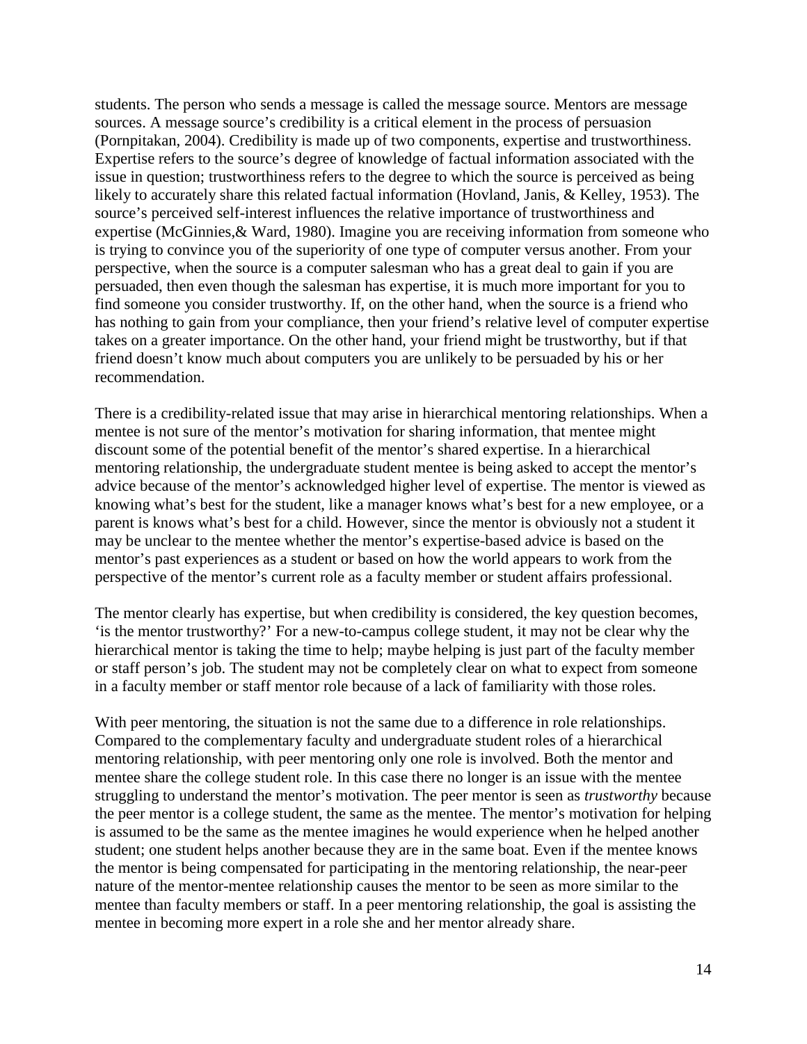students. The person who sends a message is called the message source. Mentors are message sources. A message source's credibility is a critical element in the process of persuasion (Pornpitakan, 2004). Credibility is made up of two components, expertise and trustworthiness. Expertise refers to the source's degree of knowledge of factual information associated with the issue in question; trustworthiness refers to the degree to which the source is perceived as being likely to accurately share this related factual information (Hovland, Janis, & Kelley, 1953). The source's perceived self-interest influences the relative importance of trustworthiness and expertise (McGinnies,& Ward, 1980). Imagine you are receiving information from someone who is trying to convince you of the superiority of one type of computer versus another. From your perspective, when the source is a computer salesman who has a great deal to gain if you are persuaded, then even though the salesman has expertise, it is much more important for you to find someone you consider trustworthy. If, on the other hand, when the source is a friend who has nothing to gain from your compliance, then your friend's relative level of computer expertise takes on a greater importance. On the other hand, your friend might be trustworthy, but if that friend doesn't know much about computers you are unlikely to be persuaded by his or her recommendation.

There is a credibility-related issue that may arise in hierarchical mentoring relationships. When a mentee is not sure of the mentor's motivation for sharing information, that mentee might discount some of the potential benefit of the mentor's shared expertise. In a hierarchical mentoring relationship, the undergraduate student mentee is being asked to accept the mentor's advice because of the mentor's acknowledged higher level of expertise. The mentor is viewed as knowing what's best for the student, like a manager knows what's best for a new employee, or a parent is knows what's best for a child. However, since the mentor is obviously not a student it may be unclear to the mentee whether the mentor's expertise-based advice is based on the mentor's past experiences as a student or based on how the world appears to work from the perspective of the mentor's current role as a faculty member or student affairs professional.

The mentor clearly has expertise, but when credibility is considered, the key question becomes, 'is the mentor trustworthy?' For a new-to-campus college student, it may not be clear why the hierarchical mentor is taking the time to help; maybe helping is just part of the faculty member or staff person's job. The student may not be completely clear on what to expect from someone in a faculty member or staff mentor role because of a lack of familiarity with those roles.

With peer mentoring, the situation is not the same due to a difference in role relationships. Compared to the complementary faculty and undergraduate student roles of a hierarchical mentoring relationship, with peer mentoring only one role is involved. Both the mentor and mentee share the college student role. In this case there no longer is an issue with the mentee struggling to understand the mentor's motivation. The peer mentor is seen as *trustworthy* because the peer mentor is a college student, the same as the mentee. The mentor's motivation for helping is assumed to be the same as the mentee imagines he would experience when he helped another student; one student helps another because they are in the same boat. Even if the mentee knows the mentor is being compensated for participating in the mentoring relationship, the near-peer nature of the mentor-mentee relationship causes the mentor to be seen as more similar to the mentee than faculty members or staff. In a peer mentoring relationship, the goal is assisting the mentee in becoming more expert in a role she and her mentor already share.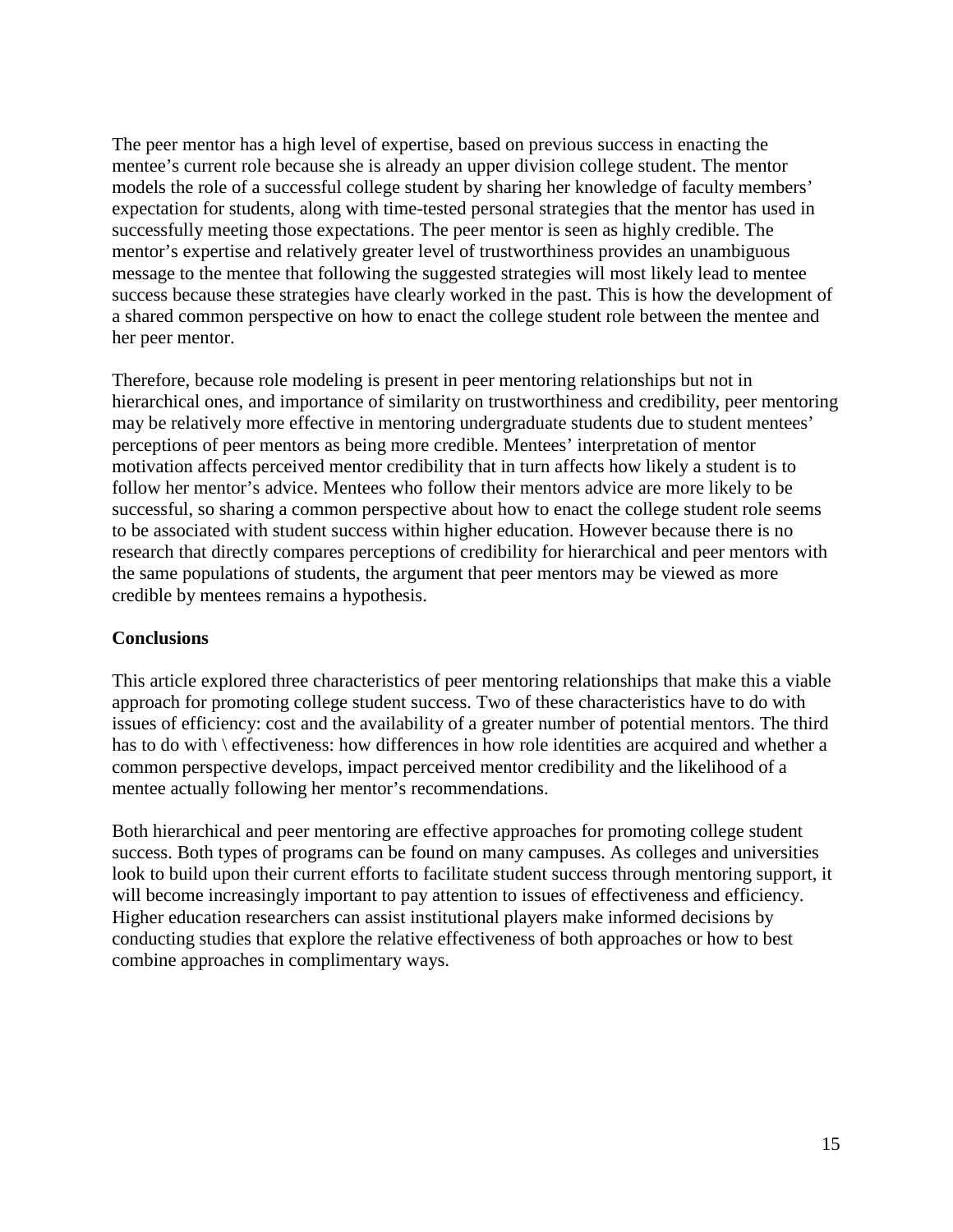The peer mentor has a high level of expertise, based on previous success in enacting the mentee's current role because she is already an upper division college student. The mentor models the role of a successful college student by sharing her knowledge of faculty members' expectation for students, along with time-tested personal strategies that the mentor has used in successfully meeting those expectations. The peer mentor is seen as highly credible. The mentor's expertise and relatively greater level of trustworthiness provides an unambiguous message to the mentee that following the suggested strategies will most likely lead to mentee success because these strategies have clearly worked in the past. This is how the development of a shared common perspective on how to enact the college student role between the mentee and her peer mentor.

Therefore, because role modeling is present in peer mentoring relationships but not in hierarchical ones, and importance of similarity on trustworthiness and credibility, peer mentoring may be relatively more effective in mentoring undergraduate students due to student mentees' perceptions of peer mentors as being more credible. Mentees' interpretation of mentor motivation affects perceived mentor credibility that in turn affects how likely a student is to follow her mentor's advice. Mentees who follow their mentors advice are more likely to be successful, so sharing a common perspective about how to enact the college student role seems to be associated with student success within higher education. However because there is no research that directly compares perceptions of credibility for hierarchical and peer mentors with the same populations of students, the argument that peer mentors may be viewed as more credible by mentees remains a hypothesis.

**Conclusions**

This article explored three characteristics of peer mentoring relationships that make this a viable approach for promoting college student success. Two of these characteristics have to do with issues of efficiency: cost and the availability of a greater number of potential mentors. The third has to do with \ effectiveness: how differences in how role identities are acquired and whether a common perspective develops, impact perceived mentor credibility and the likelihood of a mentee actually following her mentor's recommendations.

Both hierarchical and peer mentoring are effective approaches for promoting college student success. Both types of programs can be found on many campuses. As colleges and universities look to build upon their current efforts to facilitate student success through mentoring support, it will become increasingly important to pay attention to issues of effectiveness and efficiency. Higher education researchers can assist institutional players make informed decisions by conducting studies that explore the relative effectiveness of both approaches or how to best combine approaches in complimentary ways.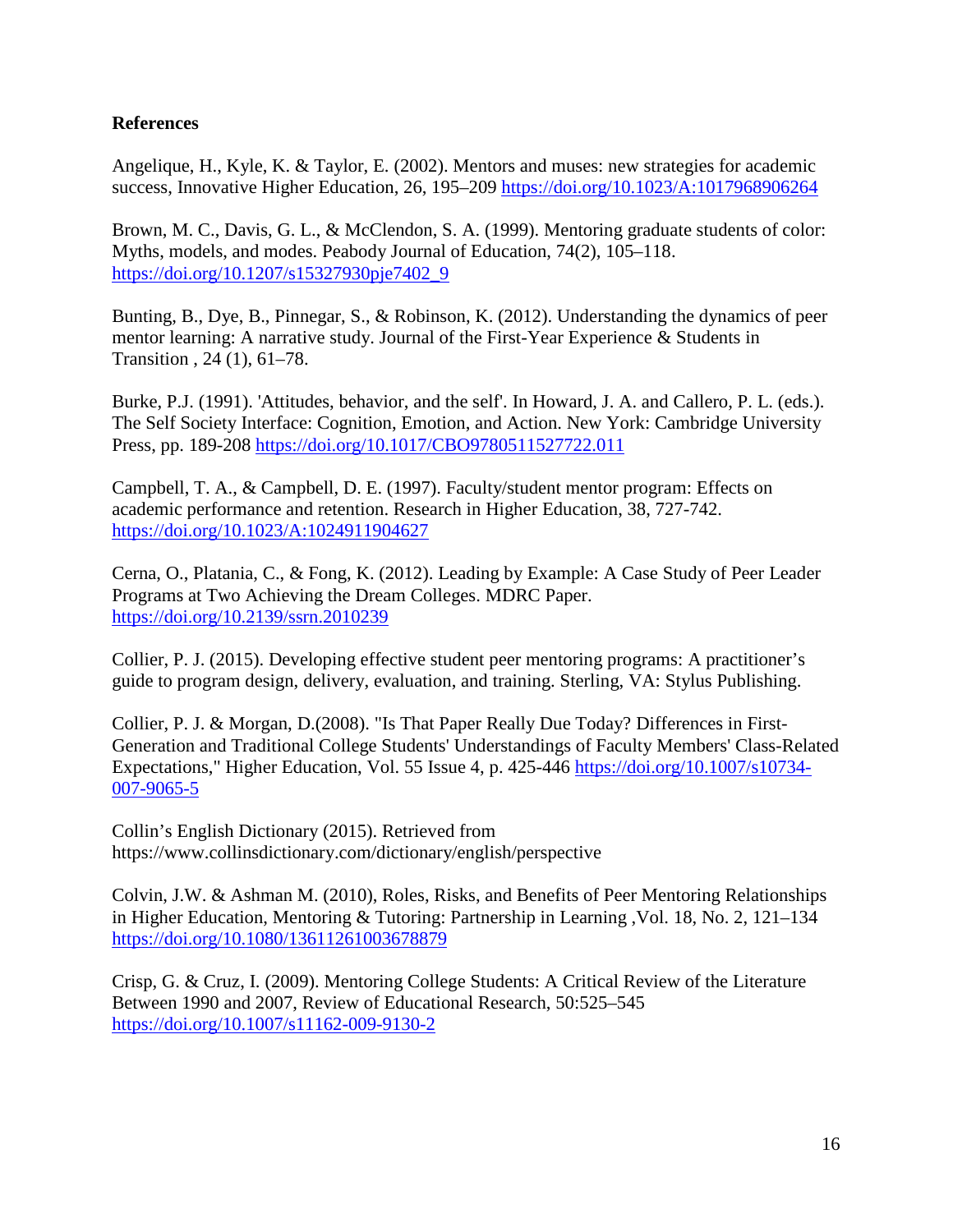**References**

Angelique, H., Kyle, K. & Taylor, E. (2002). Mentors and muses: new strategies for academic success, Innovative Higher Education, 26, 195–209 https://doi.org/10.1023/A:1017968906264

Brown, M. C., Davis, G. L., & McClendon, S. A. (1999). Mentoring graduate students of color: Myths, models, and modes. Peabody Journal of Education, 74(2), 105–118. https://doi.org/10.1207/s15327930pje7402_9

Bunting, B., Dye, B., Pinnegar, S., & Robinson, K. (2012). Understanding the dynamics of peer mentor learning: A narrative study. Journal of the First-Year Experience & Students in Transition , 24 (1), 61–78.

Burke, P.J. (1991). 'Attitudes, behavior, and the self'. In Howard, J. A. and Callero, P. L. (eds.). The Self Society Interface: Cognition, Emotion, and Action. New York: Cambridge University Press, pp. 189-208 https://doi.org/10.1017/CBO9780511527722.011

Campbell, T. A., & Campbell, D. E. (1997). Faculty/student mentor program: Effects on academic performance and retention. Research in Higher Education, 38, 727-742. https://doi.org/10.1023/A:1024911904627

Cerna, O., Platania, C., & Fong, K. (2012). Leading by Example: A Case Study of Peer Leader Programs at Two Achieving the Dream Colleges. MDRC Paper. https://doi.org/10.2139/ssrn.2010239

Collier, P. J. (2015). Developing effective student peer mentoring programs: A practitioner's guide to program design, delivery, evaluation, and training. Sterling, VA: Stylus Publishing.

Collier, P. J. & Morgan, D.(2008). "Is That Paper Really Due Today? Differences in First-Generation and Traditional College Students' Understandings of Faculty Members' Class-Related Expectations," Higher Education, Vol. 55 Issue 4, p. 425-446 https://doi.org/10.1007/s10734-007-9065-5

Collin's English Dictionary (2015). Retrieved from https://www.collinsdictionary.com/dictionary/english/perspective

Colvin, J.W. & Ashman M. (2010), Roles, Risks, and Benefits of Peer Mentoring Relationships in Higher Education, Mentoring & Tutoring: Partnership in Learning ,Vol. 18, No. 2, 121–134 https://doi.org/10.1080/13611261003678879

Crisp, G. & Cruz, I. (2009). Mentoring College Students: A Critical Review of the Literature Between 1990 and 2007, Review of Educational Research, 50:525–545 https://doi.org/10.1007/s11162-009-9130-2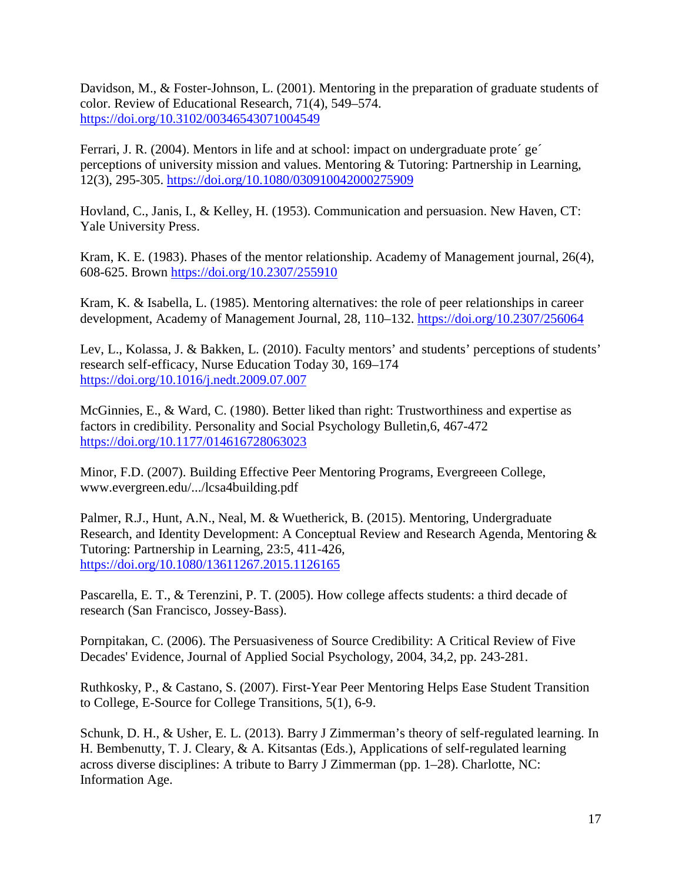Davidson, M., & Foster-Johnson, L. (2001). Mentoring in the preparation of graduate students of color. Review of Educational Research, 71(4), 549–574. https://doi.org/10.3102/00346543071004549

Ferrari, J. R. (2004). Mentors in life and at school: impact on undergraduate prote´ ge´ perceptions of university mission and values. Mentoring & Tutoring: Partnership in Learning, 12(3), 295-305. https://doi.org/10.1080/030910042000275909

Hovland, C., Janis, I., & Kelley, H. (1953). Communication and persuasion. New Haven, CT: Yale University Press.

Kram, K. E. (1983). Phases of the mentor relationship. Academy of Management journal, 26(4), 608-625. Brown https://doi.org/10.2307/255910

Kram, K. & Isabella, L. (1985). Mentoring alternatives: the role of peer relationships in career development, Academy of Management Journal, 28, 110–132. https://doi.org/10.2307/256064

Lev, L., Kolassa, J. & Bakken, L. (2010). Faculty mentors' and students' perceptions of students' research self-efficacy, Nurse Education Today 30, 169–174 https://doi.org/10.1016/j.nedt.2009.07.007

McGinnies, E., & Ward, C. (1980). Better liked than right: Trustworthiness and expertise as factors in credibility. Personality and Social Psychology Bulletin,6, 467-472 https://doi.org/10.1177/014616728063023

Minor, F.D. (2007). Building Effective Peer Mentoring Programs, Evergreeen College, www.evergreen.edu/.../lcsa4building.pdf

Palmer, R.J., Hunt, A.N., Neal, M. & Wuetherick, B. (2015). Mentoring, Undergraduate Research, and Identity Development: A Conceptual Review and Research Agenda, Mentoring & Tutoring: Partnership in Learning, 23:5, 411-426, https://doi.org/10.1080/13611267.2015.1126165

Pascarella, E. T., & Terenzini, P. T. (2005). How college affects students: a third decade of research (San Francisco, Jossey-Bass).

Pornpitakan, C. (2006). The Persuasiveness of Source Credibility: A Critical Review of Five Decades' Evidence, Journal of Applied Social Psychology, 2004, 34,2, pp. 243-281.

Ruthkosky, P., & Castano, S. (2007). First-Year Peer Mentoring Helps Ease Student Transition to College, E-Source for College Transitions, 5(1), 6-9.

Schunk, D. H., & Usher, E. L. (2013). Barry J Zimmerman's theory of self-regulated learning. In H. Bembenutty, T. J. Cleary, & A. Kitsantas (Eds.), Applications of self-regulated learning across diverse disciplines: A tribute to Barry J Zimmerman (pp. 1–28). Charlotte, NC: Information Age.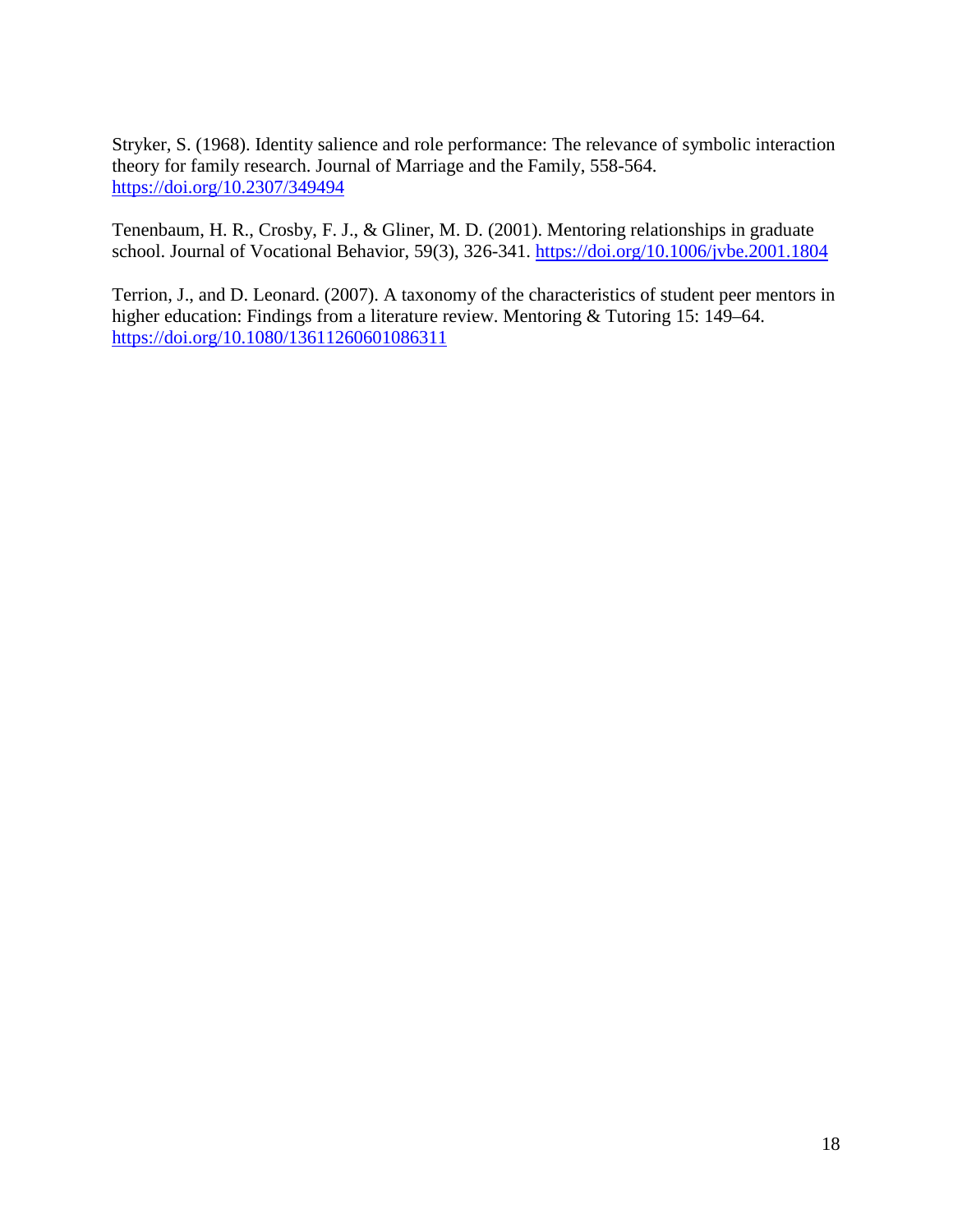Stryker, S. (1968). Identity salience and role performance: The relevance of symbolic interaction theory for family research. Journal of Marriage and the Family, 558-564. https://doi.org/10.2307/349494

Tenenbaum, H. R., Crosby, F. J., & Gliner, M. D. (2001). Mentoring relationships in graduate school. Journal of Vocational Behavior, 59(3), 326-341. https://doi.org/10.1006/jvbe.2001.1804

Terrion, J., and D. Leonard. (2007). A taxonomy of the characteristics of student peer mentors in higher education: Findings from a literature review. Mentoring & Tutoring 15: 149–64. https://doi.org/10.1080/13611260601086311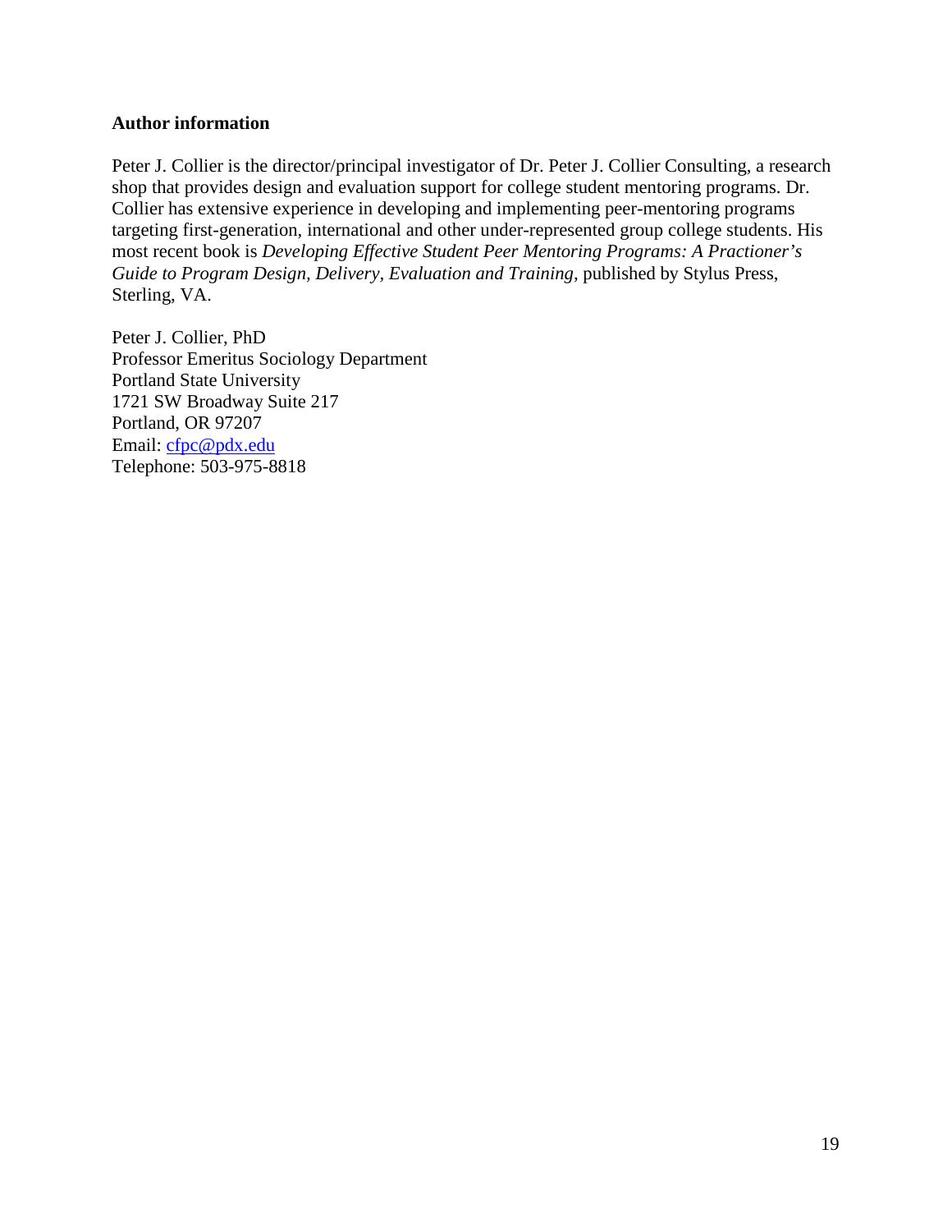**Author information**

Peter J. Collier is the director/principal investigator of Dr. Peter J. Collier Consulting, a research shop that provides design and evaluation support for college student mentoring programs. Dr. Collier has extensive experience in developing and implementing peer-mentoring programs targeting first-generation, international and other under-represented group college students. His most recent book is *Developing Effective Student Peer Mentoring Programs: A Practioner's Guide to Program Design, Delivery, Evaluation and Training,* published by Stylus Press, Sterling, VA.

Peter J. Collier, PhD  
Professor Emeritus Sociology Department  
Portland State University  
1721 SW Broadway Suite 217  
Portland, OR 97207  
Email: cfpc@pdx.edu  
Telephone: 503-975-8818